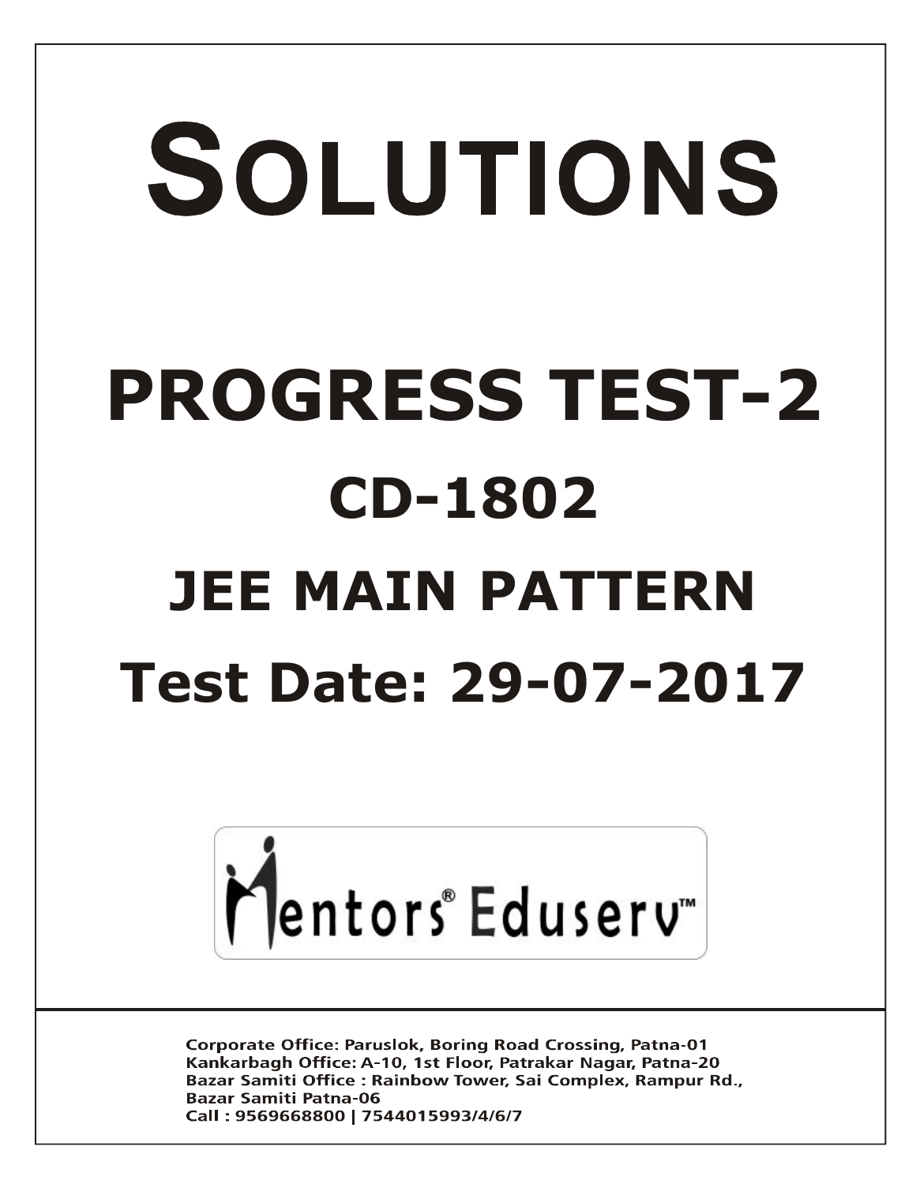# SOLUTIONS

# PROGRESS TEST-2

## CD-1802

## JEE MAIN PATTERN

## Test Date: 29-07-2017

Mentors® Eduserv™

Corporate Office: Paruslok, Boring Road Crossing, Patna-01
Kankarbagh Office: A-10, 1st Floor, Patrakar Nagar, Patna-20
Bazar Samiti Office : Rainbow Tower, Sai Complex, Rampur Rd., Bazar Samiti Patna-06
Call : 9569668800 | 7544015993/4/6/7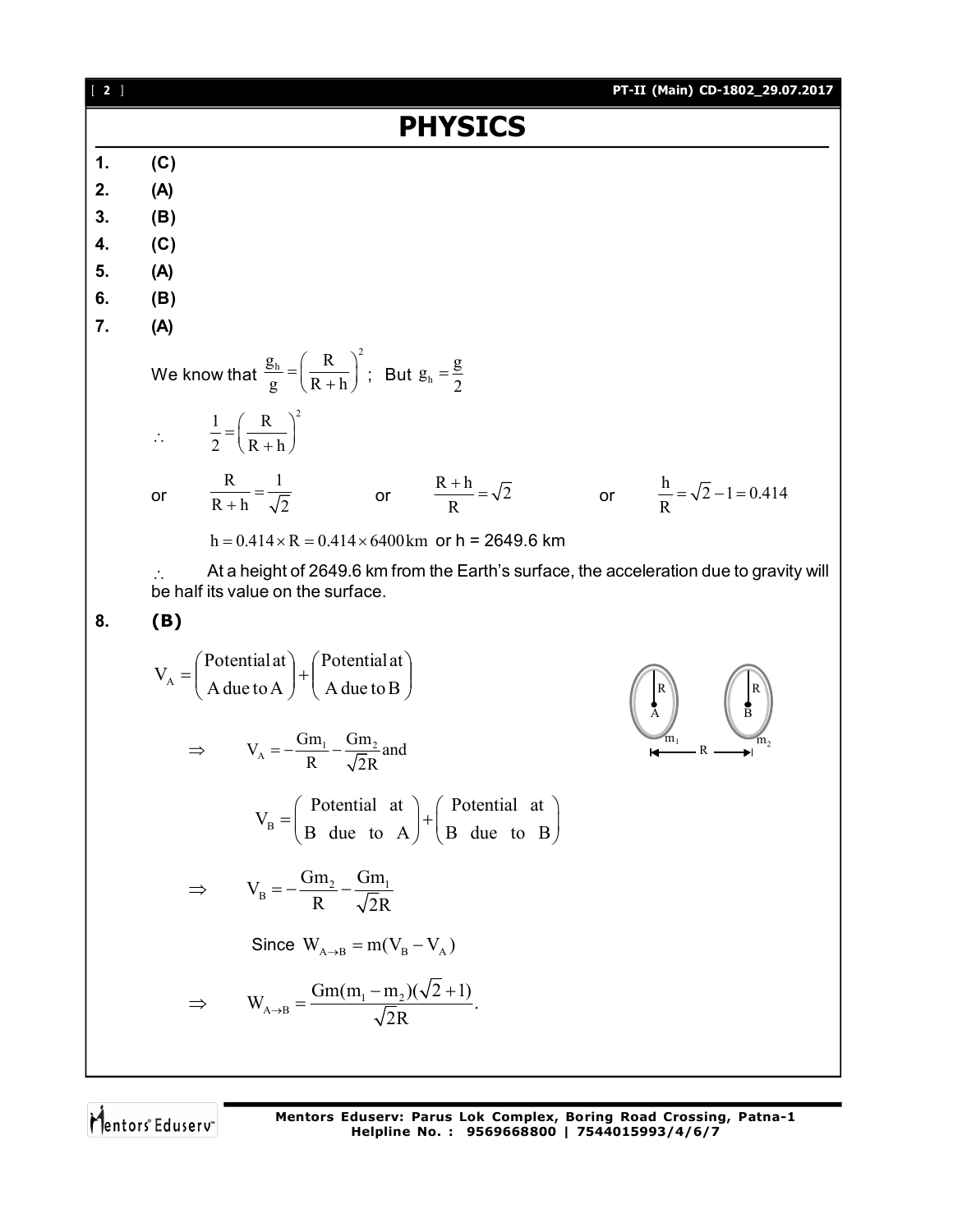# PHYSICS

1. **(C)**
2. **(A)**
3. **(B)**
4. **(C)**
5. **(A)**
6. **(B)**
7. **(A)**

We know that $\frac{g_h}{g} = \left(\frac{R}{R+h}\right)^2$; But $g_h = \frac{g}{2}$

$\therefore \quad \frac{1}{2} = \left(\frac{R}{R+h}\right)^2$

or $\quad \frac{R}{R+h} = \frac{1}{\sqrt{2}} \quad$ or $\quad \frac{R+h}{R} = \sqrt{2} \quad$ or $\quad \frac{h}{R} = \sqrt{2} - 1 = 0.414$

$h = 0.414 \times R = 0.414 \times 6400\,\text{km}$ or h = 2649.6 km

$\therefore$ At a height of 2649.6 km from the Earth's surface, the acceleration due to gravity will be half its value on the surface.

8. **(B)**

$$V_A = \begin{pmatrix}\text{Potential at} \\ \text{A due to A}\end{pmatrix} + \begin{pmatrix}\text{Potential at} \\ \text{A due to B}\end{pmatrix}$$

$$\Rightarrow \quad V_A = -\frac{Gm_1}{R} - \frac{Gm_2}{\sqrt{2}R} \text{ and}$$

$$V_B = \begin{pmatrix}\text{Potential at} \\ \text{B due to A}\end{pmatrix} + \begin{pmatrix}\text{Potential at} \\ \text{B due to B}\end{pmatrix}$$

$$\Rightarrow \quad V_B = -\frac{Gm_2}{R} - \frac{Gm_1}{\sqrt{2}R}$$

Since $W_{A \to B} = m(V_B - V_A)$

$$\Rightarrow \quad W_{A \to B} = \frac{Gm(m_1 - m_2)(\sqrt{2}+1)}{\sqrt{2}R}.$$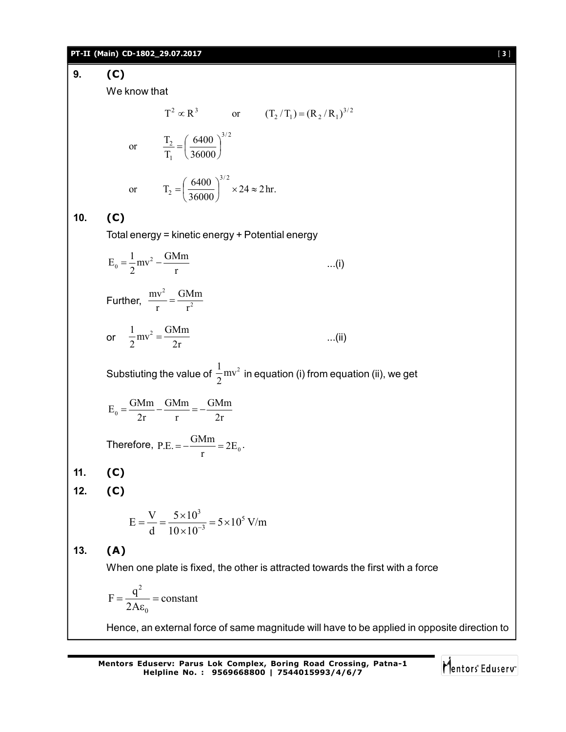**9. (C)**

We know that

$$T^2 \propto R^3 \qquad \text{or} \qquad (T_2/T_1) = (R_2/R_1)^{3/2}$$

$$\text{or} \qquad \frac{T_2}{T_1} = \left(\frac{6400}{36000}\right)^{3/2}$$

$$\text{or} \qquad T_2 = \left(\frac{6400}{36000}\right)^{3/2} \times 24 \approx 2\,\text{hr.}$$

**10. (C)**

Total energy = kinetic energy + Potential energy

$$E_0 = \frac{1}{2}mv^2 - \frac{GMm}{r} \qquad \text{...(i)}$$

Further, $\frac{mv^2}{r} = \frac{GMm}{r^2}$

$$\text{or} \quad \frac{1}{2}mv^2 = \frac{GMm}{2r} \qquad \text{...(ii)}$$

Substiuting the value of $\frac{1}{2}mv^2$ in equation (i) from equation (ii), we get

$$E_0 = \frac{GMm}{2r} - \frac{GMm}{r} = -\frac{GMm}{2r}$$

Therefore, $\text{P.E.} = -\frac{GMm}{r} = 2E_0$.

**11. (C)**

**12. (C)**

$$E = \frac{V}{d} = \frac{5\times10^3}{10\times10^{-3}} = 5\times10^5\ \text{V/m}$$

**13. (A)**

When one plate is fixed, the other is attracted towards the first with a force

$$F = \frac{q^2}{2A\varepsilon_0} = \text{constant}$$

Hence, an external force of same magnitude will have to be applied in opposite direction to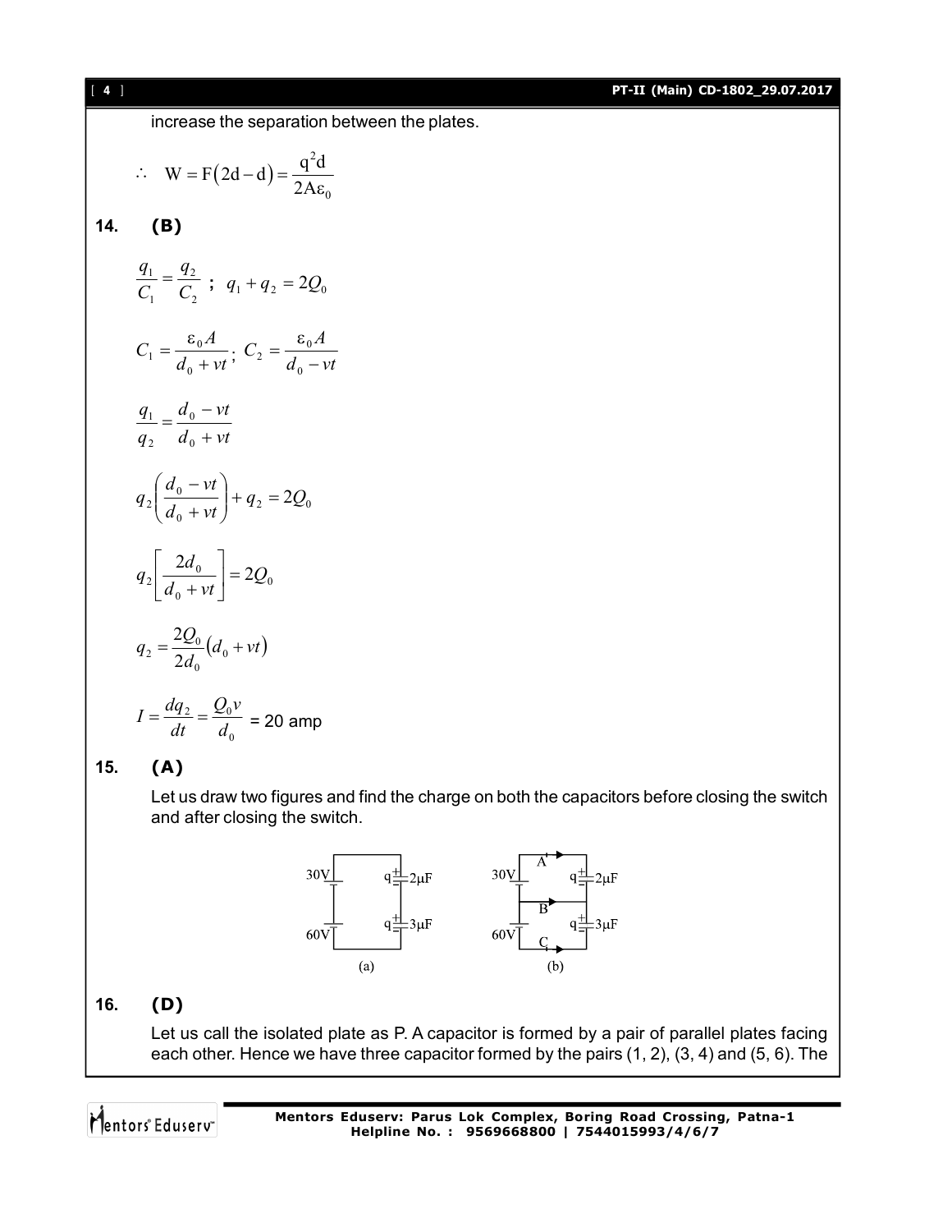increase the separation between the plates.

$$\therefore \quad W = F(2d - d) = \frac{q^2 d}{2A\varepsilon_0}$$

**14. (B)**

$$\frac{q_1}{C_1} = \frac{q_2}{C_2} \; ; \; q_1 + q_2 = 2Q_0$$

$$C_1 = \frac{\varepsilon_0 A}{d_0 + vt}; \; C_2 = \frac{\varepsilon_0 A}{d_0 - vt}$$

$$\frac{q_1}{q_2} = \frac{d_0 - vt}{d_0 + vt}$$

$$q_2\left(\frac{d_0 - vt}{d_0 + vt}\right) + q_2 = 2Q_0$$

$$q_2\left[\frac{2d_0}{d_0 + vt}\right] = 2Q_0$$

$$q_2 = \frac{2Q_0}{2d_0}(d_0 + vt)$$

$$I = \frac{dq_2}{dt} = \frac{Q_0 v}{d_0} = 20 \text{ amp}$$

**15. (A)**

Let us draw two figures and find the charge on both the capacitors before closing the switch and after closing the switch.

**16. (D)**

Let us call the isolated plate as P. A capacitor is formed by a pair of parallel plates facing each other. Hence we have three capacitor formed by the pairs (1, 2), (3, 4) and (5, 6). The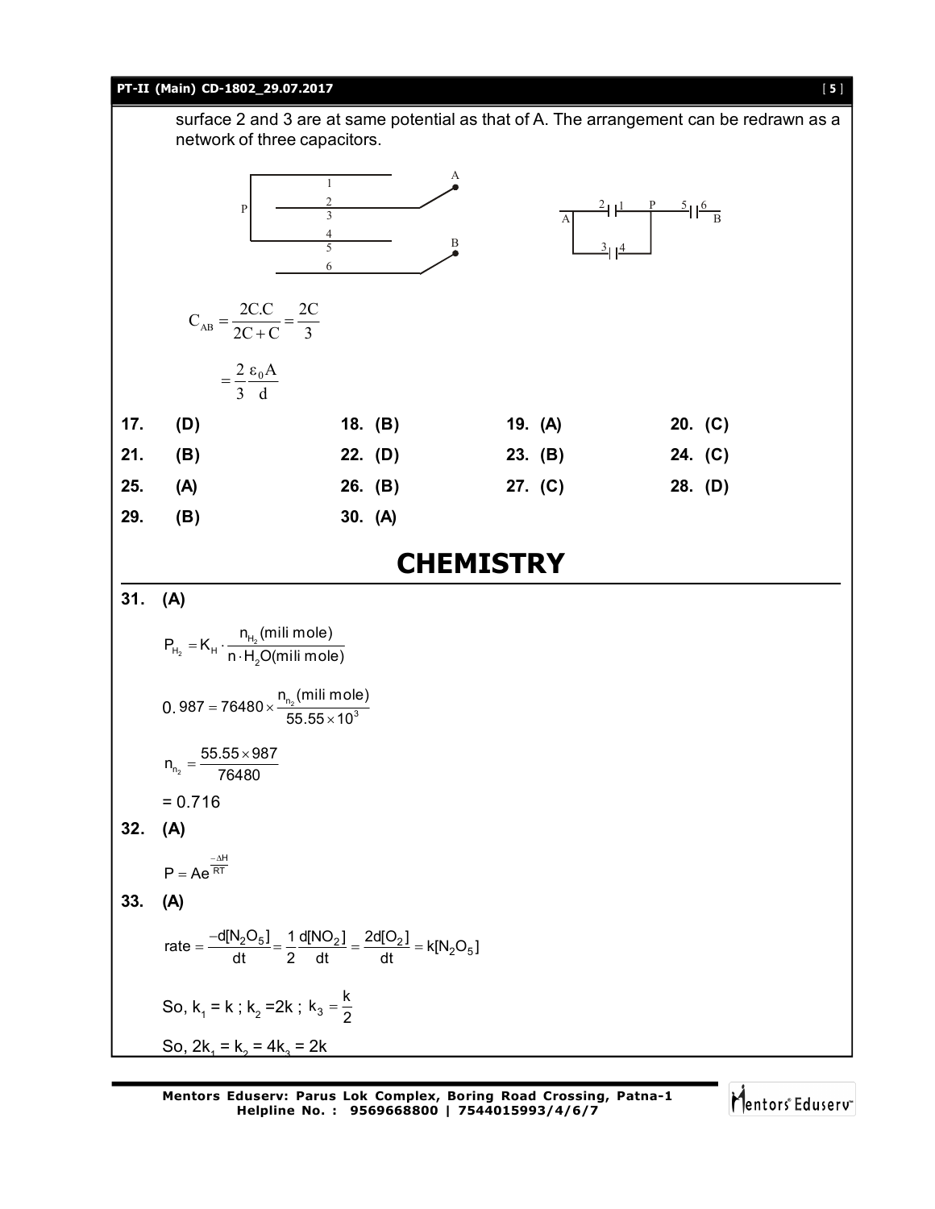surface 2 and 3 are at same potential as that of A. The arrangement can be redrawn as a network of three capacitors.

$$C_{AB} = \frac{2C.C}{2C+C} = \frac{2C}{3}$$

$$= \frac{2}{3}\frac{\varepsilon_0 A}{d}$$

| | | | | | | | |
|---|---|---|---|---|---|---|---|
| **17.** | **(D)** | **18.** | **(B)** | **19.** | **(A)** | **20.** | **(C)** |
| **21.** | **(B)** | **22.** | **(D)** | **23.** | **(B)** | **24.** | **(C)** |
| **25.** | **(A)** | **26.** | **(B)** | **27.** | **(C)** | **28.** | **(D)** |
| **29.** | **(B)** | **30.** | **(A)** | | | | |

# CHEMISTRY

**31. (A)**

$$P_{H_2} = K_H \cdot \frac{n_{H_2}(\text{mili mole})}{n \cdot H_2O(\text{mili mole})}$$

$$0.987 = 76480 \times \frac{n_{n_2}(\text{mili mole})}{55.55 \times 10^3}$$

$$n_{n_2} = \frac{55.55 \times 987}{76480}$$

$= 0.716$

**32. (A)**

$$P = Ae^{\frac{-\Delta H}{RT}}$$

**33. (A)**

$$\text{rate} = \frac{-d[N_2O_5]}{dt} = \frac{1}{2}\frac{d[NO_2]}{dt} = \frac{2d[O_2]}{dt} = k[N_2O_5]$$

So, $k_1 = k$ ; $k_2 = 2k$ ; $k_3 = \frac{k}{2}$

So, $2k_1 = k_2 = 4k_3 = 2k$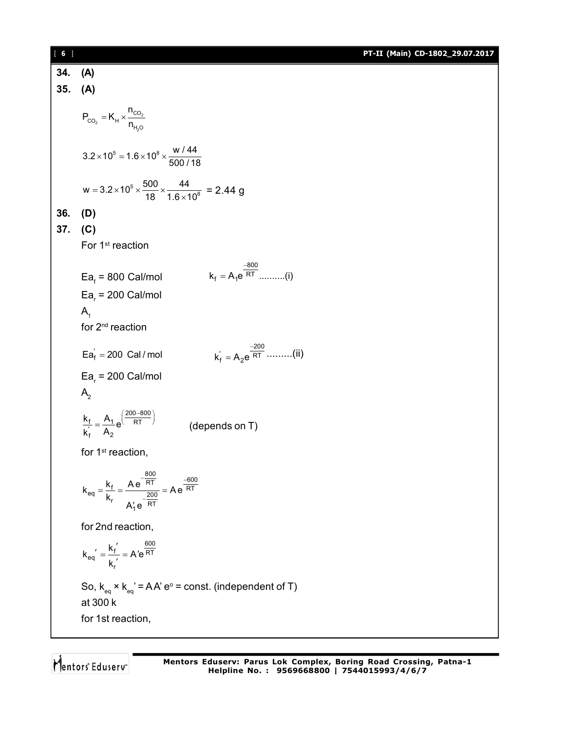**34. (A)**

**35. (A)**

$$P_{CO_2} = K_H \times \frac{n_{CO_2}}{n_{H_2O}}$$

$$3.2\times10^5 = 1.6\times10^8 \times \frac{w/44}{500/18}$$

$$w = 3.2\times10^5 \times \frac{500}{18}\times\frac{44}{1.6\times10^8}$$ = 2.44 g

**36. (D)**

**37. (C)**

For 1[st] reaction

$Ea_f$ = 800 Cal/mol $\qquad k_f = A_1 e^{\frac{-800}{RT}}$ ..........(i)

$Ea_r$ = 200 Cal/mol

$A_1$

for 2[nd] reaction

$Ea_f' = 200$ Cal / mol $\qquad k_f' = A_2 e^{\frac{-200}{RT}}$ .........(ii)

$Ea_r$ = 200 Cal/mol

$A_2$

$$\frac{k_f}{k_f'} = \frac{A_1}{A_2} e^{\left(\frac{200-800}{RT}\right)}$$ (depends on T)

for 1[st] reaction,

$$k_{eq} = \frac{k_f}{k_r} = \frac{A e^{-\frac{800}{RT}}}{A_1' e^{-\frac{200}{RT}}} = A e^{\frac{-600}{RT}}$$

for 2nd reaction,

$$k_{eq}' = \frac{k_f'}{k_r'} = A' e^{\frac{600}{RT}}$$

So, $k_{eq} \times k_{eq}' = AA' e^{o}$ = const. (independent of T)

at 300 k

for 1st reaction,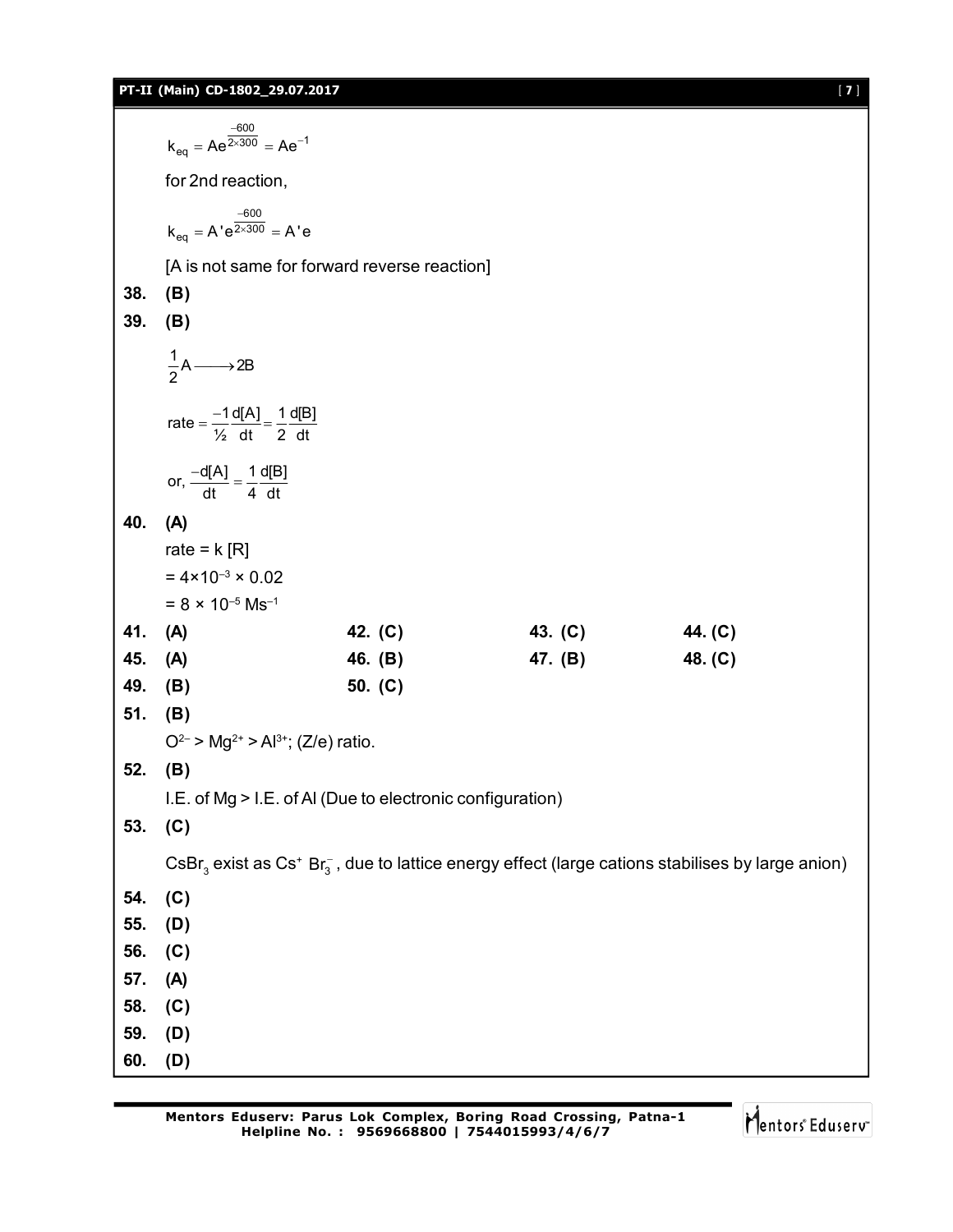$$k_{eq} = Ae^{\frac{-600}{2\times300}} = Ae^{-1}$$

for 2nd reaction,

$$k_{eq} = A'e^{\frac{-600}{2\times300}} = A'e$$

[A is not same for forward reverse reaction]

**38. (B)**

**39. (B)**

$$\frac{1}{2}A \longrightarrow 2B$$

$$\text{rate} = \frac{-1}{½}\frac{d[A]}{dt} = \frac{1}{2}\frac{d[B]}{dt}$$

$$\text{or, } \frac{-d[A]}{dt} = \frac{1}{4}\frac{d[B]}{dt}$$

**40. (A)**

rate = k [R]

$= 4\times10^{-3} \times 0.02$

$= 8 \times 10^{-5}\ Ms^{-1}$

| | | | |
|---|---|---|---|
| **41. (A)** | **42. (C)** | **43. (C)** | **44. (C)** |
| **45. (A)** | **46. (B)** | **47. (B)** | **48. (C)** |
| **49. (B)** | **50. (C)** | | |

**51. (B)**

$O^{2-} > Mg^{2+} > Al^{3+}$; (Z/e) ratio.

**52. (B)**

I.E. of Mg > I.E. of Al (Due to electronic configuration)

**53. (C)**

$CsBr_3$ exist as $Cs^+\ Br_3^-$, due to lattice energy effect (large cations stabilises by large anion)

**54. (C)**

**55. (D)**

**56. (C)**

**57. (A)**

**58. (C)**

**59. (D)**

**60. (D)**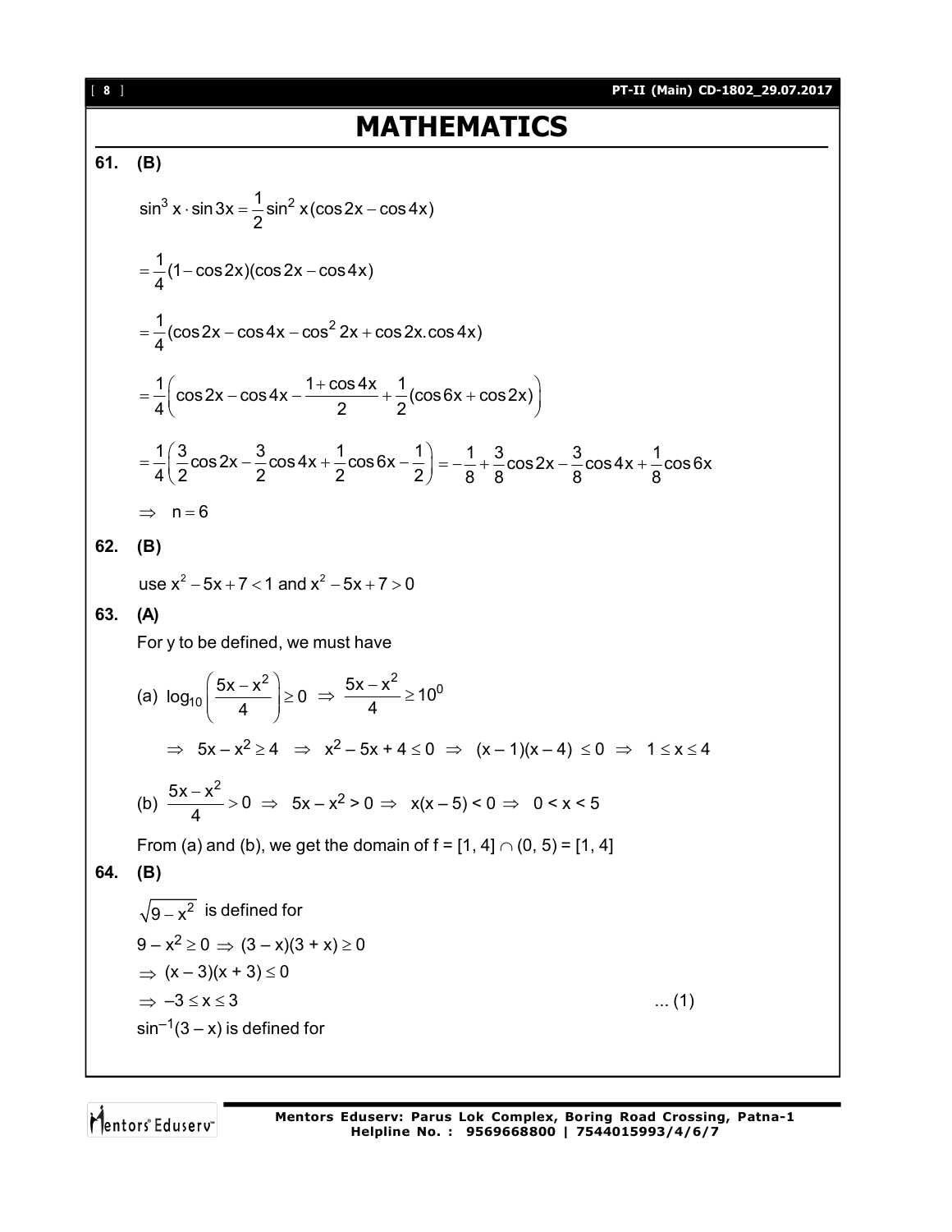# MATHEMATICS

**61. (B)**

$$\sin^3 x \cdot \sin 3x = \frac{1}{2}\sin^2 x(\cos 2x - \cos 4x)$$

$$= \frac{1}{4}(1 - \cos 2x)(\cos 2x - \cos 4x)$$

$$= \frac{1}{4}(\cos 2x - \cos 4x - \cos^2 2x + \cos 2x.\cos 4x)$$

$$= \frac{1}{4}\left(\cos 2x - \cos 4x - \frac{1 + \cos 4x}{2} + \frac{1}{2}(\cos 6x + \cos 2x)\right)$$

$$= \frac{1}{4}\left(\frac{3}{2}\cos 2x - \frac{3}{2}\cos 4x + \frac{1}{2}\cos 6x - \frac{1}{2}\right) = -\frac{1}{8} + \frac{3}{8}\cos 2x - \frac{3}{8}\cos 4x + \frac{1}{8}\cos 6x$$

$\Rightarrow \quad n = 6$

**62. (B)**

use $x^2 - 5x + 7 < 1$ and $x^2 - 5x + 7 > 0$

**63. (A)**

For y to be defined, we must have

(a) $\log_{10}\left(\frac{5x - x^2}{4}\right) \geq 0 \Rightarrow \frac{5x - x^2}{4} \geq 10^0$

$\Rightarrow \quad 5x - x^2 \geq 4 \quad \Rightarrow \quad x^2 - 5x + 4 \leq 0 \quad \Rightarrow \quad (x - 1)(x - 4) \leq 0 \quad \Rightarrow \quad 1 \leq x \leq 4$

(b) $\frac{5x - x^2}{4} > 0 \Rightarrow 5x - x^2 > 0 \Rightarrow x(x - 5) < 0 \Rightarrow 0 < x < 5$

From (a) and (b), we get the domain of f = $[1, 4] \cap (0, 5) = [1, 4]$

**64. (B)**

$\sqrt{9 - x^2}$ is defined for

$9 - x^2 \geq 0 \Rightarrow (3 - x)(3 + x) \geq 0$

$\Rightarrow (x - 3)(x + 3) \leq 0$

$\Rightarrow -3 \leq x \leq 3$ ... (1)

$\sin^{-1}(3 - x)$ is defined for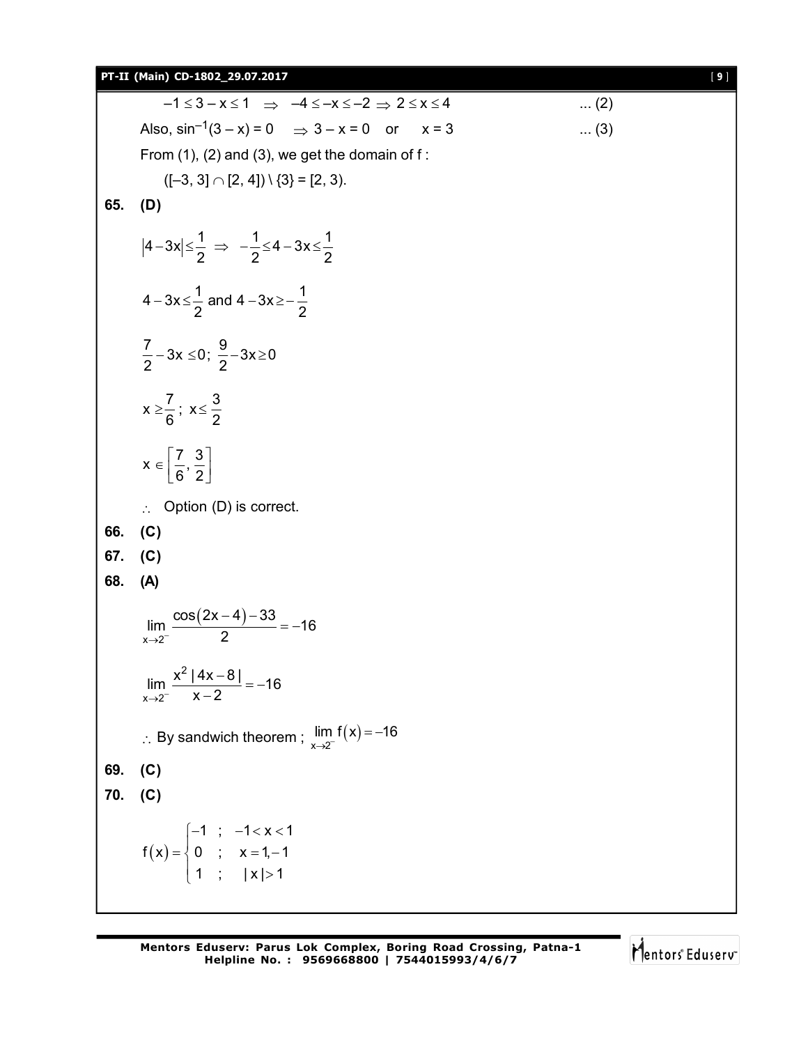$-1 \le 3 - x \le 1 \;\Rightarrow\; -4 \le -x \le -2 \Rightarrow 2 \le x \le 4$ ... (2)

Also, $\sin^{-1}(3 - x) = 0 \;\Rightarrow 3 - x = 0$ or $x = 3$ ... (3)

From (1), (2) and (3), we get the domain of f :

$([-3, 3] \cap [2, 4]) \setminus \{3\} = [2, 3).$

**65. (D)**

$$|4-3x| \le \frac{1}{2} \;\Rightarrow\; -\frac{1}{2} \le 4-3x \le \frac{1}{2}$$

$$4-3x \le \frac{1}{2} \text{ and } 4-3x \ge -\frac{1}{2}$$

$$\frac{7}{2}-3x \le 0;\; \frac{9}{2}-3x \ge 0$$

$$x \ge \frac{7}{6};\; x \le \frac{3}{2}$$

$$x \in \left[\frac{7}{6}, \frac{3}{2}\right]$$

$\therefore$ Option (D) is correct.

**66. (C)**

**67. (C)**

**68. (A)**

$$\lim_{x \to 2^-} \frac{\cos(2x-4)-33}{2} = -16$$

$$\lim_{x \to 2^-} \frac{x^2\,|4x-8|}{x-2} = -16$$

$\therefore$ By sandwich theorem ; $\lim\limits_{x \to 2^-} f(x) = -16$

**69. (C)**

**70. (C)**

$$f(x) = \begin{cases} -1 \;;\; -1 < x < 1 \\ 0 \;;\; x = 1, -1 \\ 1 \;;\; |x| > 1 \end{cases}$$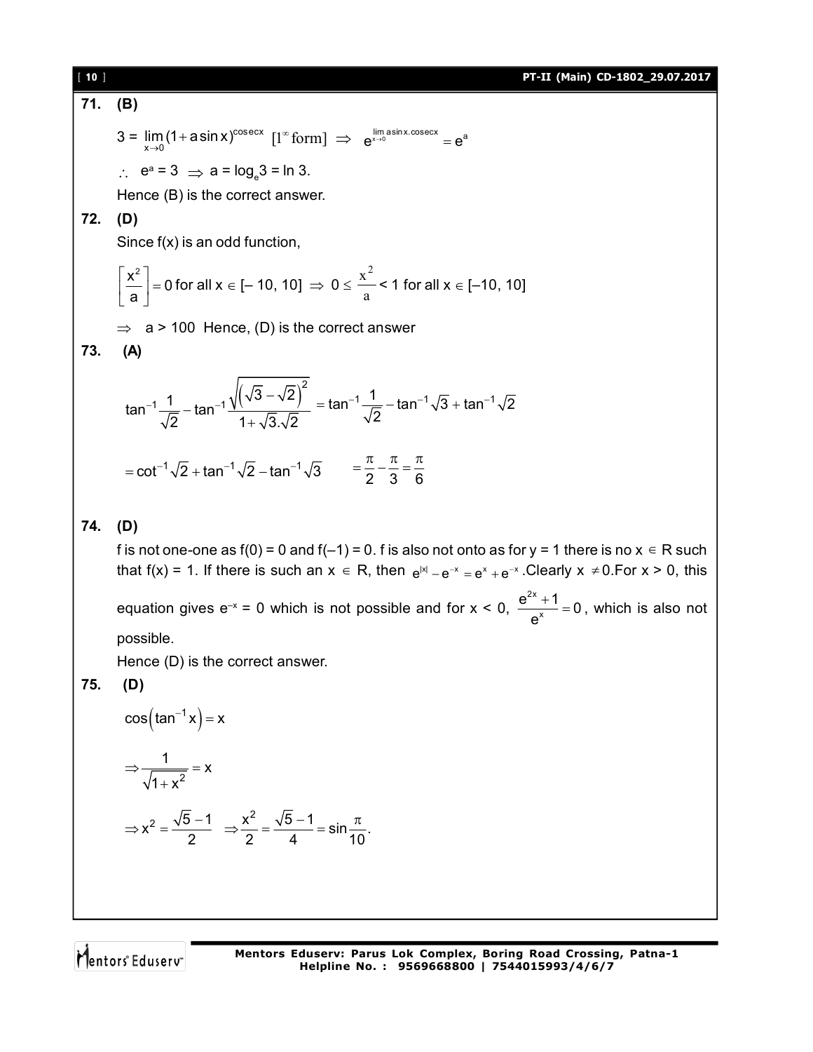**71. (B)**

$3 = \lim_{x\to 0}(1+a\sin x)^{\text{cosec}x}$ $[1^\infty \text{ form}] \Rightarrow e^{\lim_{x\to 0} a\sin x.\text{cosec}x} = e^a$

$\therefore$ $e^a = 3 \Rightarrow a = \log_e 3 = \ln 3$.

Hence (B) is the correct answer.

**72. (D)**

Since f(x) is an odd function,

$\left[\frac{x^2}{a}\right] = 0$ for all $x \in [-10, 10] \Rightarrow 0 \le \frac{x^2}{a} < 1$ for all $x \in [-10, 10]$

$\Rightarrow$ $a > 100$ Hence, (D) is the correct answer

**73. (A)**

$$\tan^{-1}\frac{1}{\sqrt{2}} - \tan^{-1}\frac{\sqrt{\left(\sqrt{3}-\sqrt{2}\right)^2}}{1+\sqrt{3}.\sqrt{2}} = \tan^{-1}\frac{1}{\sqrt{2}} - \tan^{-1}\sqrt{3} + \tan^{-1}\sqrt{2}$$

$$= \cot^{-1}\sqrt{2} + \tan^{-1}\sqrt{2} - \tan^{-1}\sqrt{3} \qquad = \frac{\pi}{2} - \frac{\pi}{3} = \frac{\pi}{6}$$

**74. (D)**

f is not one-one as f(0) = 0 and f(–1) = 0. f is also not onto as for y = 1 there is no $x \in R$ such that f(x) = 1. If there is such an $x \in R$, then $e^{|x|} - e^{-x} = e^x + e^{-x}$. Clearly $x \neq 0$. For x > 0, this equation gives $e^{-x} = 0$ which is not possible and for x < 0, $\frac{e^{2x}+1}{e^x} = 0$, which is also not possible.

Hence (D) is the correct answer.

**75. (D)**

$$\cos\left(\tan^{-1}x\right) = x$$

$$\Rightarrow \frac{1}{\sqrt{1+x^2}} = x$$

$$\Rightarrow x^2 = \frac{\sqrt{5}-1}{2} \quad \Rightarrow \frac{x^2}{2} = \frac{\sqrt{5}-1}{4} = \sin\frac{\pi}{10}.$$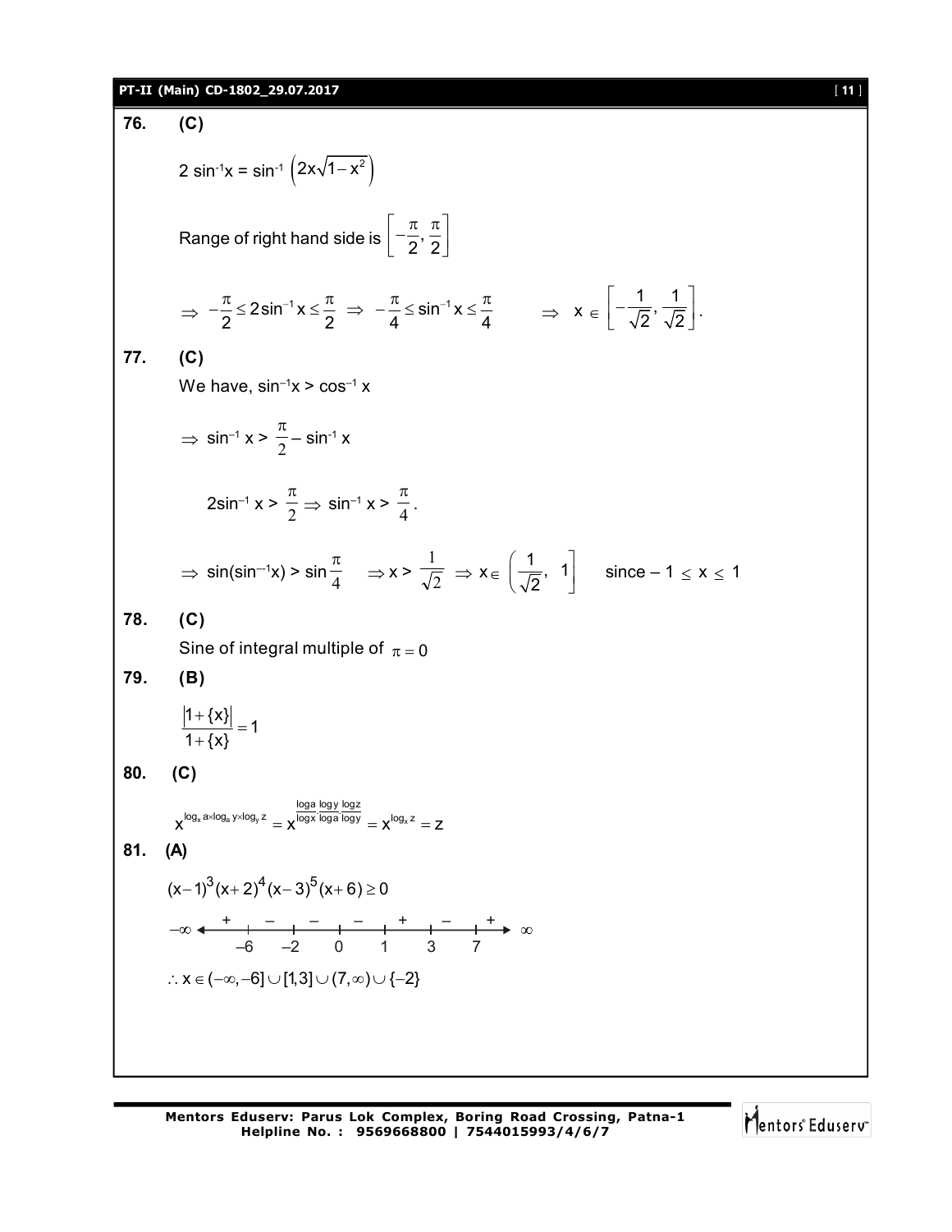**76.** **(C)**

$2\sin^{-1}x = \sin^{-1}\left(2x\sqrt{1-x^2}\right)$

Range of right hand side is $\left[-\frac{\pi}{2}, \frac{\pi}{2}\right]$

$\Rightarrow -\frac{\pi}{2} \le 2\sin^{-1}x \le \frac{\pi}{2} \Rightarrow -\frac{\pi}{4} \le \sin^{-1}x \le \frac{\pi}{4} \quad \Rightarrow x \in \left[-\frac{1}{\sqrt{2}}, \frac{1}{\sqrt{2}}\right].$

**77.** **(C)**

We have, $\sin^{-1}x > \cos^{-1}x$

$\Rightarrow \sin^{-1}x > \frac{\pi}{2} - \sin^{-1}x$

$2\sin^{-1}x > \frac{\pi}{2} \Rightarrow \sin^{-1}x > \frac{\pi}{4}.$

$\Rightarrow \sin(\sin^{-1}x) > \sin\frac{\pi}{4} \quad \Rightarrow x > \frac{1}{\sqrt{2}} \Rightarrow x \in \left(\frac{1}{\sqrt{2}}, 1\right]$ since $-1 \le x \le 1$

**78.** **(C)**

Sine of integral multiple of $\pi = 0$

**79.** **(B)**

$\frac{|1+\{x\}|}{1+\{x\}} = 1$

**80.** **(C)**

$x^{\log_x a \times \log_a y \times \log_y z} = x^{\frac{\log a}{\log x}\cdot\frac{\log y}{\log a}\cdot\frac{\log z}{\log y}} = x^{\log_x z} = z$

**81.** **(A)**

$(x-1)^3(x+2)^4(x-3)^5(x+6) \ge 0$

Sign scheme: $-\infty$ ... $+$ ... $-6$ ... $-$ ... $-2$ ... $-$ ... $0$ ... $-$ ... $1$ ... $+$ ... $3$ ... $-$ ... $7$ ... $+$ ... $\infty$

$\therefore x \in (-\infty, -6] \cup [1, 3] \cup (7, \infty) \cup \{-2\}$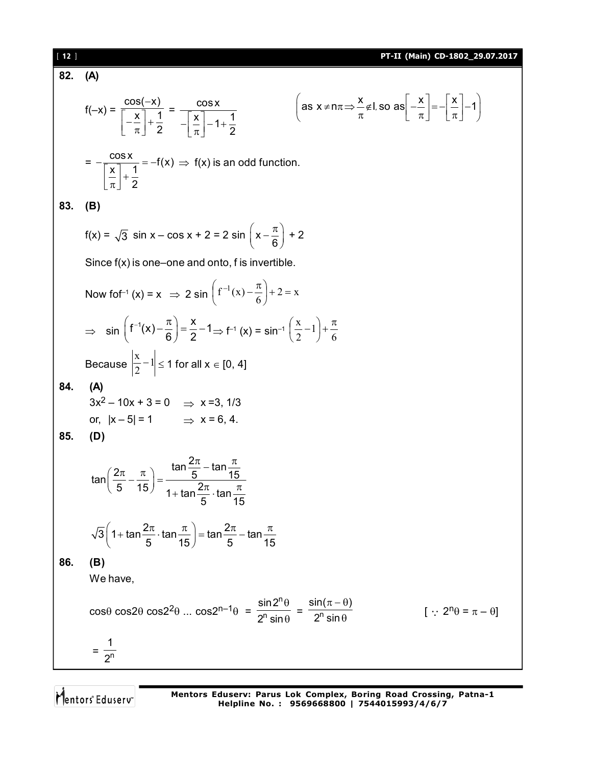**82. (A)**

$$f(-x) = \frac{\cos(-x)}{\left[-\frac{x}{\pi}\right]+\frac{1}{2}} = \frac{\cos x}{-\left[\frac{x}{\pi}\right]-1+\frac{1}{2}} \qquad \left(\text{as } x \neq n\pi \Rightarrow \frac{x}{\pi} \notin I, \text{ so as} \left[-\frac{x}{\pi}\right] = -\left[\frac{x}{\pi}\right]-1\right)$$

$$= -\frac{\cos x}{\left[\frac{x}{\pi}\right]+\frac{1}{2}} = -f(x) \Rightarrow f(x) \text{ is an odd function.}$$

**83. (B)**

$f(x) = \sqrt{3}\sin x - \cos x + 2 = 2\sin\left(x - \frac{\pi}{6}\right) + 2$

Since f(x) is one–one and onto, f is invertible.

Now $fof^{-1}(x) = x \Rightarrow 2\sin\left(f^{-1}(x) - \frac{\pi}{6}\right) + 2 = x$

$\Rightarrow \sin\left(f^{-1}(x) - \frac{\pi}{6}\right) = \frac{x}{2} - 1 \Rightarrow f^{-1}(x) = \sin^{-1}\left(\frac{x}{2} - 1\right) + \frac{\pi}{6}$

Because $\left|\frac{x}{2} - 1\right| \leq 1$ for all $x \in [0, 4]$

**84. (A)**

$3x^2 - 10x + 3 = 0 \quad \Rightarrow x = 3, 1/3$

or, $|x - 5| = 1 \quad \Rightarrow x = 6, 4.$

**85. (D)**

$$\tan\left(\frac{2\pi}{5} - \frac{\pi}{15}\right) = \frac{\tan\frac{2\pi}{5} - \tan\frac{\pi}{15}}{1 + \tan\frac{2\pi}{5}\cdot\tan\frac{\pi}{15}}$$

$$\sqrt{3}\left(1 + \tan\frac{2\pi}{5}\cdot\tan\frac{\pi}{15}\right) = \tan\frac{2\pi}{5} - \tan\frac{\pi}{15}$$

**86. (B)**

We have,

$$\cos\theta\cos2\theta\cos2^2\theta \ldots \cos2^{n-1}\theta = \frac{\sin2^n\theta}{2^n\sin\theta} = \frac{\sin(\pi-\theta)}{2^n\sin\theta} \qquad [\because 2^n\theta = \pi - \theta]$$

$$= \frac{1}{2^n}$$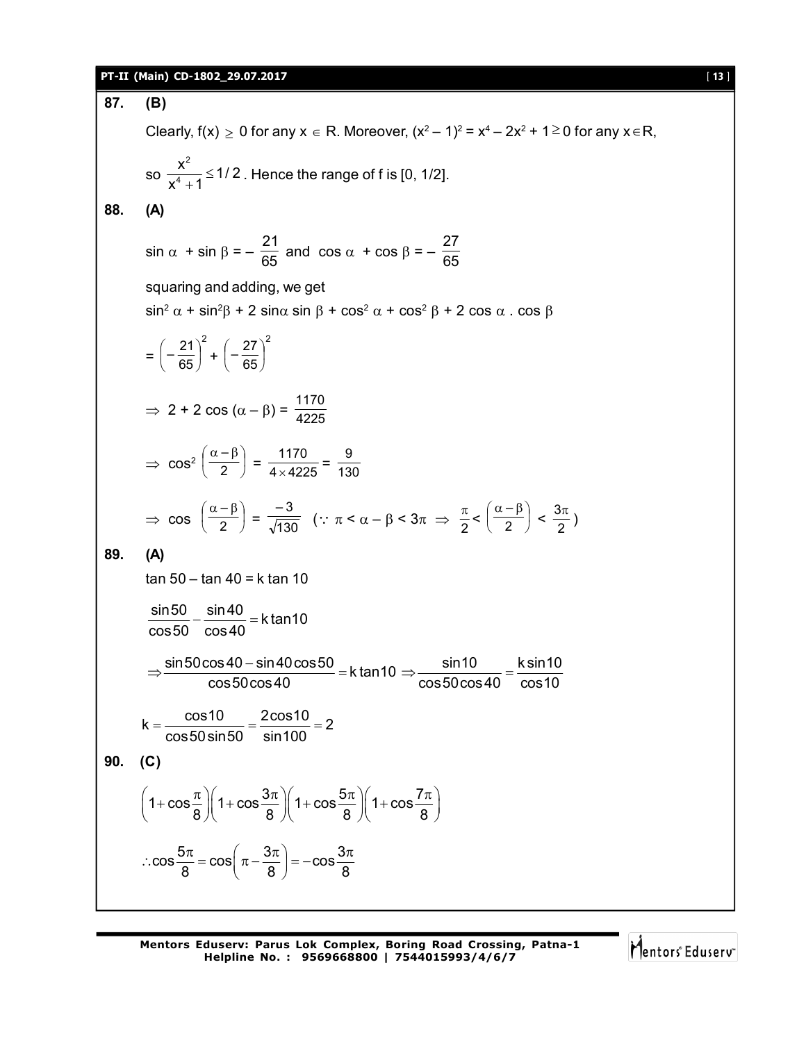**87. (B)**

Clearly, $f(x) \geq 0$ for any $x \in R$. Moreover, $(x^2 - 1)^2 = x^4 - 2x^2 + 1 \geq 0$ for any $x \in R$,

so $\frac{x^2}{x^4+1} \leq 1/2$. Hence the range of f is [0, 1/2].

**88. (A)**

$\sin\alpha + \sin\beta = -\frac{21}{65}$ and $\cos\alpha + \cos\beta = -\frac{27}{65}$

squaring and adding, we get

$\sin^2\alpha + \sin^2\beta + 2\sin\alpha\sin\beta + \cos^2\alpha + \cos^2\beta + 2\cos\alpha \cdot \cos\beta$

$$= \left(-\frac{21}{65}\right)^2 + \left(-\frac{27}{65}\right)^2$$

$$\Rightarrow 2 + 2\cos(\alpha - \beta) = \frac{1170}{4225}$$

$$\Rightarrow \cos^2\left(\frac{\alpha-\beta}{2}\right) = \frac{1170}{4 \times 4225} = \frac{9}{130}$$

$$\Rightarrow \cos\left(\frac{\alpha-\beta}{2}\right) = \frac{-3}{\sqrt{130}} \quad \left(\because \pi < \alpha - \beta < 3\pi \Rightarrow \frac{\pi}{2} < \left(\frac{\alpha-\beta}{2}\right) < \frac{3\pi}{2}\right)$$

**89. (A)**

$\tan 50 - \tan 40 = k \tan 10$

$$\frac{\sin 50}{\cos 50} - \frac{\sin 40}{\cos 40} = k\tan 10$$

$$\Rightarrow \frac{\sin 50\cos 40 - \sin 40\cos 50}{\cos 50\cos 40} = k\tan 10 \Rightarrow \frac{\sin 10}{\cos 50\cos 40} = \frac{k\sin 10}{\cos 10}$$

$$k = \frac{\cos 10}{\cos 50\sin 50} = \frac{2\cos 10}{\sin 100} = 2$$

**90. (C)**

$$\left(1+\cos\frac{\pi}{8}\right)\left(1+\cos\frac{3\pi}{8}\right)\left(1+\cos\frac{5\pi}{8}\right)\left(1+\cos\frac{7\pi}{8}\right)$$

$$\therefore \cos\frac{5\pi}{8} = \cos\left(\pi - \frac{3\pi}{8}\right) = -\cos\frac{3\pi}{8}$$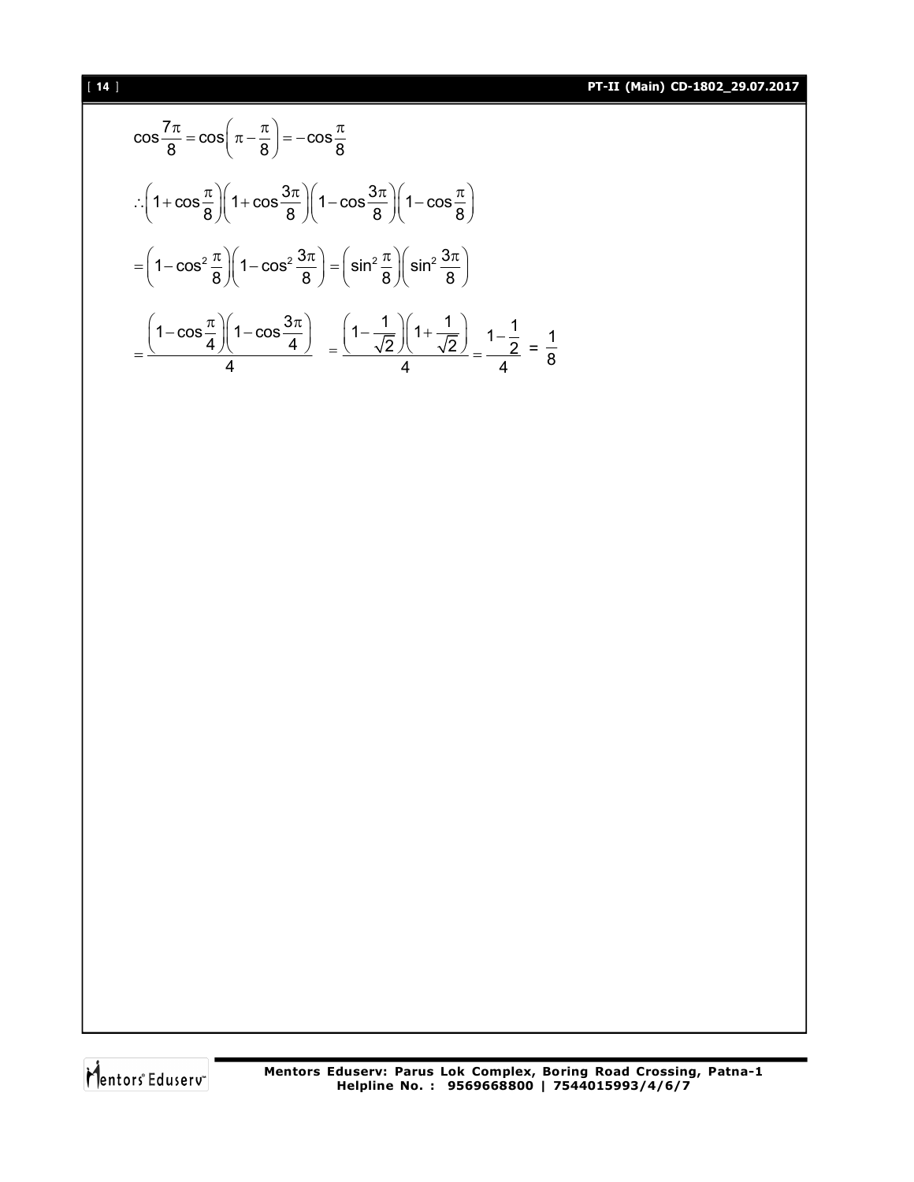$$\cos\frac{7\pi}{8} = \cos\left(\pi - \frac{\pi}{8}\right) = -\cos\frac{\pi}{8}$$

$$\therefore \left(1+\cos\frac{\pi}{8}\right)\left(1+\cos\frac{3\pi}{8}\right)\left(1-\cos\frac{3\pi}{8}\right)\left(1-\cos\frac{\pi}{8}\right)$$

$$= \left(1-\cos^2\frac{\pi}{8}\right)\left(1-\cos^2\frac{3\pi}{8}\right) = \left(\sin^2\frac{\pi}{8}\right)\left(\sin^2\frac{3\pi}{8}\right)$$

$$= \frac{\left(1-\cos\frac{\pi}{4}\right)\left(1-\cos\frac{3\pi}{4}\right)}{4} = \frac{\left(1-\frac{1}{\sqrt{2}}\right)\left(1+\frac{1}{\sqrt{2}}\right)}{4} = \frac{1-\frac{1}{2}}{4} = \frac{1}{8}$$